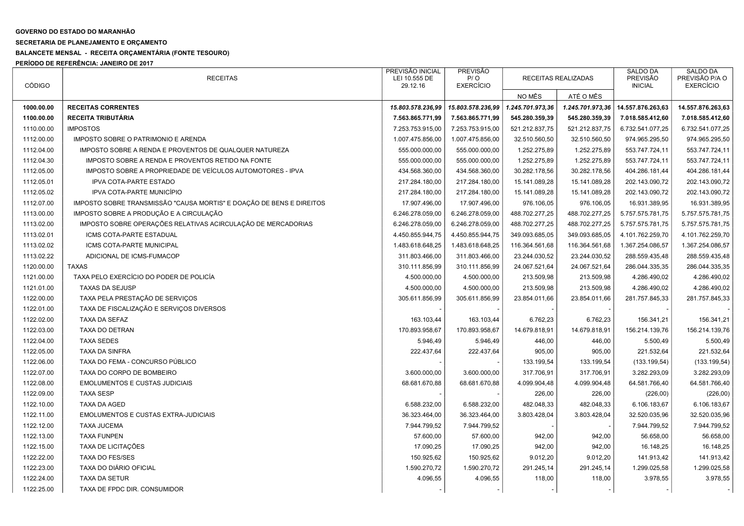**GOVERNO DO ESTADO DO MARANHÃO**

**SECRETARIA DE PLANEJAMENTO E ORÇAMENTO**

**BALANCETE MENSAL - RECEITA ORÇAMENTÁRIA (FONTE TESOURO)**

**PERÍODO DE REFERÊNCIA: JANEIRO DE 2017**

| CÓDIGO | RECEITAS | PREVISÃO INICIAL LEI 10.555 DE 29.12.16 | PREVISÃO P/ O EXERCÍCIO | RECEITAS REALIZADAS | | SALDO DA PREVISÃO INICIAL | SALDO DA PREVISÃO P/A O EXERCÍCIO |
|---|---|---|---|---|---|---|---|
| | | | | NO MÊS | ATÉ O MÊS | | |
| **1000.00.00** | **RECEITAS CORRENTES** | ***15.803.578.236,99*** | ***15.803.578.236,99*** | ***1.245.701.973,36*** | ***1.245.701.973,36*** | **14.557.876.263,63** | **14.557.876.263,63** |
| **1100.00.00** | **RECEITA TRIBUTÁRIA** | **7.563.865.771,99** | **7.563.865.771,99** | **545.280.359,39** | **545.280.359,39** | **7.018.585.412,60** | **7.018.585.412,60** |
| 1110.00.00 | IMPOSTOS | 7.253.753.915,00 | 7.253.753.915,00 | 521.212.837,75 | 521.212.837,75 | 6.732.541.077,25 | 6.732.541.077,25 |
| 1112.00.00 | IMPOSTO SOBRE O PATRIMONIO E ARENDA | 1.007.475.856,00 | 1.007.475.856,00 | 32.510.560,50 | 32.510.560,50 | 974.965.295,50 | 974.965.295,50 |
| 1112.04.00 | IMPOSTO SOBRE A RENDA E PROVENTOS DE QUALQUER NATUREZA | 555.000.000,00 | 555.000.000,00 | 1.252.275,89 | 1.252.275,89 | 553.747.724,11 | 553.747.724,11 |
| 1112.04.30 | IMPOSTO SOBRE A RENDA E PROVENTOS RETIDO NA FONTE | 555.000.000,00 | 555.000.000,00 | 1.252.275,89 | 1.252.275,89 | 553.747.724,11 | 553.747.724,11 |
| 1112.05.00 | IMPOSTO SOBRE A PROPRIEDADE DE VEÍCULOS AUTOMOTORES - IPVA | 434.568.360,00 | 434.568.360,00 | 30.282.178,56 | 30.282.178,56 | 404.286.181,44 | 404.286.181,44 |
| 1112.05.01 | IPVA COTA-PARTE ESTADO | 217.284.180,00 | 217.284.180,00 | 15.141.089,28 | 15.141.089,28 | 202.143.090,72 | 202.143.090,72 |
| 1112.05.02 | IPVA COTA-PARTE MUNICÍPIO | 217.284.180,00 | 217.284.180,00 | 15.141.089,28 | 15.141.089,28 | 202.143.090,72 | 202.143.090,72 |
| 1112.07.00 | IMPOSTO SOBRE TRANSMISSÃO "CAUSA MORTIS" E DOAÇÃO DE BENS E DIREITOS | 17.907.496,00 | 17.907.496,00 | 976.106,05 | 976.106,05 | 16.931.389,95 | 16.931.389,95 |
| 1113.00.00 | IMPOSTO SOBRE A PRODUÇÃO E A CIRCULAÇÃO | 6.246.278.059,00 | 6.246.278.059,00 | 488.702.277,25 | 488.702.277,25 | 5.757.575.781,75 | 5.757.575.781,75 |
| 1113.02.00 | IMPOSTO SOBRE OPERAÇÕES RELATIVAS ACIRCULAÇÃO DE MERCADORIAS | 6.246.278.059,00 | 6.246.278.059,00 | 488.702.277,25 | 488.702.277,25 | 5.757.575.781,75 | 5.757.575.781,75 |
| 1113.02.01 | ICMS COTA-PARTE ESTADUAL | 4.450.855.944,75 | 4.450.855.944,75 | 349.093.685,05 | 349.093.685,05 | 4.101.762.259,70 | 4.101.762.259,70 |
| 1113.02.02 | ICMS COTA-PARTE MUNICIPAL | 1.483.618.648,25 | 1.483.618.648,25 | 116.364.561,68 | 116.364.561,68 | 1.367.254.086,57 | 1.367.254.086,57 |
| 1113.02.22 | ADICIONAL DE ICMS-FUMACOP | 311.803.466,00 | 311.803.466,00 | 23.244.030,52 | 23.244.030,52 | 288.559.435,48 | 288.559.435,48 |
| 1120.00.00 | TAXAS | 310.111.856,99 | 310.111.856,99 | 24.067.521,64 | 24.067.521,64 | 286.044.335,35 | 286.044.335,35 |
| 1121.00.00 | TAXA PELO EXERCÍCIO DO PODER DE POLICÍA | 4.500.000,00 | 4.500.000,00 | 213.509,98 | 213.509,98 | 4.286.490,02 | 4.286.490,02 |
| 1121.01.00 | TAXAS DA SEJUSP | 4.500.000,00 | 4.500.000,00 | 213.509,98 | 213.509,98 | 4.286.490,02 | 4.286.490,02 |
| 1122.00.00 | TAXA PELA PRESTAÇÃO DE SERVIÇOS | 305.611.856,99 | 305.611.856,99 | 23.854.011,66 | 23.854.011,66 | 281.757.845,33 | 281.757.845,33 |
| 1122.01.00 | TAXA DE FISCALIZAÇÃO E SERVIÇOS DIVERSOS | - | - | - | - | - | - |
| 1122.02.00 | TAXA DA SEFAZ | 163.103,44 | 163.103,44 | 6.762,23 | 6.762,23 | 156.341,21 | 156.341,21 |
| 1122.03.00 | TAXA DO DETRAN | 170.893.958,67 | 170.893.958,67 | 14.679.818,91 | 14.679.818,91 | 156.214.139,76 | 156.214.139,76 |
| 1122.04.00 | TAXA SEDES | 5.946,49 | 5.946,49 | 446,00 | 446,00 | 5.500,49 | 5.500,49 |
| 1122.05.00 | TAXA DA SINFRA | 222.437,64 | 222.437,64 | 905,00 | 905,00 | 221.532,64 | 221.532,64 |
| 1122.06.00 | TAXA DO FEMA - CONCURSO PÚBLICO | - | - | 133.199,54 | 133.199,54 | (133.199,54) | (133.199,54) |
| 1122.07.00 | TAXA DO CORPO DE BOMBEIRO | 3.600.000,00 | 3.600.000,00 | 317.706,91 | 317.706,91 | 3.282.293,09 | 3.282.293,09 |
| 1122.08.00 | EMOLUMENTOS E CUSTAS JUDICIAIS | 68.681.670,88 | 68.681.670,88 | 4.099.904,48 | 4.099.904,48 | 64.581.766,40 | 64.581.766,40 |
| 1122.09.00 | TAXA SESP | - | - | 226,00 | 226,00 | (226,00) | (226,00) |
| 1122.10.00 | TAXA DA AGED | 6.588.232,00 | 6.588.232,00 | 482.048,33 | 482.048,33 | 6.106.183,67 | 6.106.183,67 |
| 1122.11.00 | EMOLUMENTOS E CUSTAS EXTRA-JUDICIAIS | 36.323.464,00 | 36.323.464,00 | 3.803.428,04 | 3.803.428,04 | 32.520.035,96 | 32.520.035,96 |
| 1122.12.00 | TAXA JUCEMA | 7.944.799,52 | 7.944.799,52 | - | - | 7.944.799,52 | 7.944.799,52 |
| 1122.13.00 | TAXA FUNPEN | 57.600,00 | 57.600,00 | 942,00 | 942,00 | 56.658,00 | 56.658,00 |
| 1122.15.00 | TAXA DE LICITAÇÕES | 17.090,25 | 17.090,25 | 942,00 | 942,00 | 16.148,25 | 16.148,25 |
| 1122.22.00 | TAXA DO FES/SES | 150.925,62 | 150.925,62 | 9.012,20 | 9.012,20 | 141.913,42 | 141.913,42 |
| 1122.23.00 | TAXA DO DIÁRIO OFICIAL | 1.590.270,72 | 1.590.270,72 | 291.245,14 | 291.245,14 | 1.299.025,58 | 1.299.025,58 |
| 1122.24.00 | TAXA DA SETUR | 4.096,55 | 4.096,55 | 118,00 | 118,00 | 3.978,55 | 3.978,55 |
| 1122.25.00 | TAXA DE FPDC DIR. CONSUMIDOR | - | - | - | - | - | - |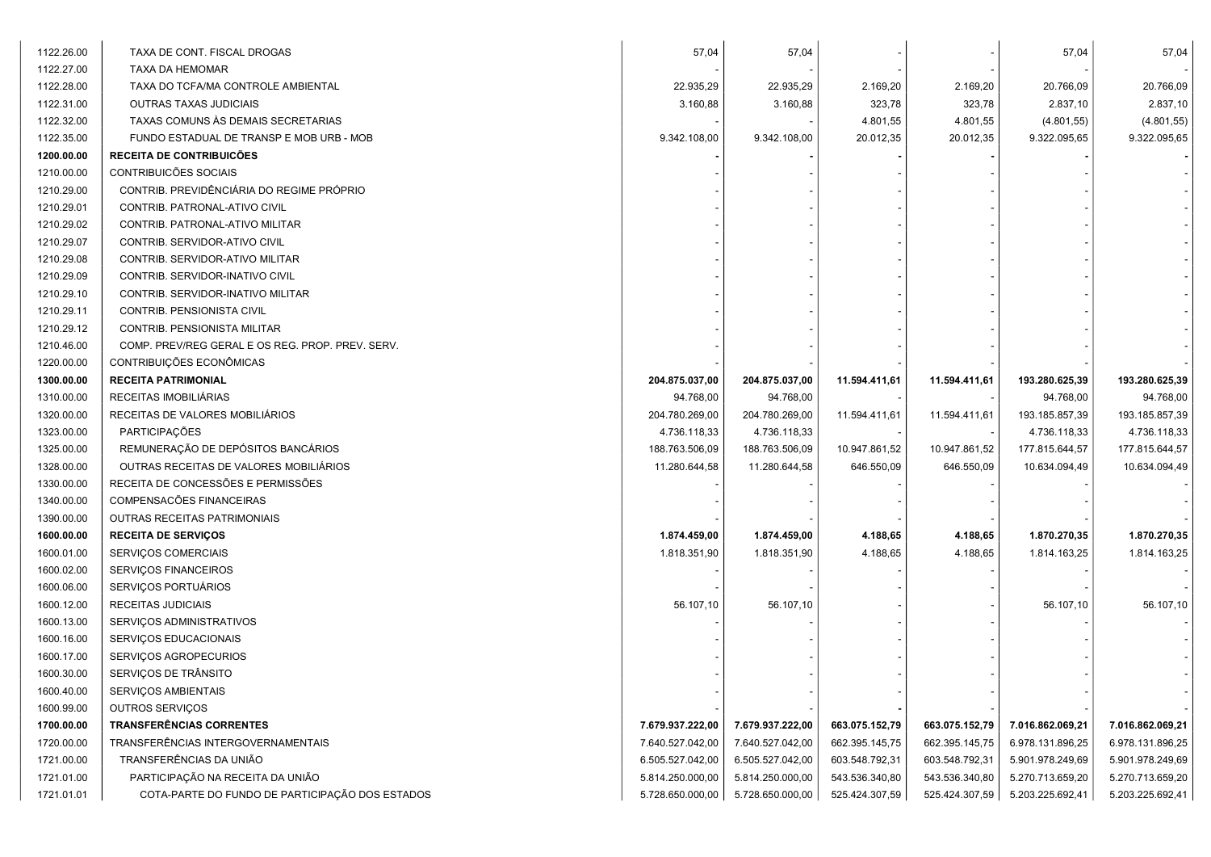| | | | | | | | |
|---|---|---|---|---|---|---|---|
| 1122.26.00 | TAXA DE CONT. FISCAL DROGAS | 57,04 | 57,04 | - | - | 57,04 | 57,04 |
| 1122.27.00 | TAXA DA HEMOMAR | - | - | - | - | - | - |
| 1122.28.00 | TAXA DO TCFA/MA CONTROLE AMBIENTAL | 22.935,29 | 22.935,29 | 2.169,20 | 2.169,20 | 20.766,09 | 20.766,09 |
| 1122.31.00 | OUTRAS TAXAS JUDICIAIS | 3.160,88 | 3.160,88 | 323,78 | 323,78 | 2.837,10 | 2.837,10 |
| 1122.32.00 | TAXAS COMUNS ÀS DEMAIS SECRETARIAS | - | - | 4.801,55 | 4.801,55 | (4.801,55) | (4.801,55) |
| 1122.35.00 | FUNDO ESTADUAL DE TRANSP E MOB URB - MOB | 9.342.108,00 | 9.342.108,00 | 20.012,35 | 20.012,35 | 9.322.095,65 | 9.322.095,65 |
| **1200.00.00** | **RECEITA DE CONTRIBUICÕES** | **-** | **-** | **-** | **-** | **-** | **-** |
| 1210.00.00 | CONTRIBUICÕES SOCIAIS | - | - | - | - | - | - |
| 1210.29.00 | CONTRIB. PREVIDÊNCIÁRIA DO REGIME PRÓPRIO | - | - | - | - | - | - |
| 1210.29.01 | CONTRIB. PATRONAL-ATIVO CIVIL | - | - | - | - | - | - |
| 1210.29.02 | CONTRIB. PATRONAL-ATIVO MILITAR | - | - | - | - | - | - |
| 1210.29.07 | CONTRIB. SERVIDOR-ATIVO CIVIL | - | - | - | - | - | - |
| 1210.29.08 | CONTRIB. SERVIDOR-ATIVO MILITAR | - | - | - | - | - | - |
| 1210.29.09 | CONTRIB. SERVIDOR-INATIVO CIVIL | - | - | - | - | - | - |
| 1210.29.10 | CONTRIB. SERVIDOR-INATIVO MILITAR | - | - | - | - | - | - |
| 1210.29.11 | CONTRIB. PENSIONISTA CIVIL | - | - | - | - | - | - |
| 1210.29.12 | CONTRIB. PENSIONISTA MILITAR | - | - | - | - | - | - |
| 1210.46.00 | COMP. PREV/REG GERAL E OS REG. PROP. PREV. SERV. | - | - | - | - | - | - |
| 1220.00.00 | CONTRIBUIÇÕES ECONÔMICAS | - | - | - | - | - | - |
| **1300.00.00** | **RECEITA PATRIMONIAL** | **204.875.037,00** | **204.875.037,00** | **11.594.411,61** | **11.594.411,61** | **193.280.625,39** | **193.280.625,39** |
| 1310.00.00 | RECEITAS IMOBILIÁRIAS | 94.768,00 | 94.768,00 | - | - | 94.768,00 | 94.768,00 |
| 1320.00.00 | RECEITAS DE VALORES MOBILIÁRIOS | 204.780.269,00 | 204.780.269,00 | 11.594.411,61 | 11.594.411,61 | 193.185.857,39 | 193.185.857,39 |
| 1323.00.00 | PARTICIPAÇÕES | 4.736.118,33 | 4.736.118,33 | - | - | 4.736.118,33 | 4.736.118,33 |
| 1325.00.00 | REMUNERAÇÃO DE DEPÓSITOS BANCÁRIOS | 188.763.506,09 | 188.763.506,09 | 10.947.861,52 | 10.947.861,52 | 177.815.644,57 | 177.815.644,57 |
| 1328.00.00 | OUTRAS RECEITAS DE VALORES MOBILIÁRIOS | 11.280.644,58 | 11.280.644,58 | 646.550,09 | 646.550,09 | 10.634.094,49 | 10.634.094,49 |
| 1330.00.00 | RECEITA DE CONCESSÕES E PERMISSÕES | - | - | - | - | - | - |
| 1340.00.00 | COMPENSACÕES FINANCEIRAS | - | - | - | - | - | - |
| 1390.00.00 | OUTRAS RECEITAS PATRIMONIAIS | - | - | - | - | - | - |
| **1600.00.00** | **RECEITA DE SERVIÇOS** | **1.874.459,00** | **1.874.459,00** | **4.188,65** | **4.188,65** | **1.870.270,35** | **1.870.270,35** |
| 1600.01.00 | SERVIÇOS COMERCIAIS | 1.818.351,90 | 1.818.351,90 | 4.188,65 | 4.188,65 | 1.814.163,25 | 1.814.163,25 |
| 1600.02.00 | SERVIÇOS FINANCEIROS | - | - | - | - | - | - |
| 1600.06.00 | SERVIÇOS PORTUÁRIOS | - | - | - | - | - | - |
| 1600.12.00 | RECEITAS JUDICIAIS | 56.107,10 | 56.107,10 | - | - | 56.107,10 | 56.107,10 |
| 1600.13.00 | SERVIÇOS ADMINISTRATIVOS | - | - | - | - | - | - |
| 1600.16.00 | SERVIÇOS EDUCACIONAIS | - | - | - | - | - | - |
| 1600.17.00 | SERVIÇOS AGROPECURIOS | - | - | - | - | - | - |
| 1600.30.00 | SERVIÇOS DE TRÂNSITO | - | - | - | - | - | - |
| 1600.40.00 | SERVIÇOS AMBIENTAIS | - | - | - | - | - | - |
| 1600.99.00 | OUTROS SERVIÇOS | - | - | - | - | - | - |
| **1700.00.00** | **TRANSFERÊNCIAS CORRENTES** | **7.679.937.222,00** | **7.679.937.222,00** | **663.075.152,79** | **663.075.152,79** | **7.016.862.069,21** | **7.016.862.069,21** |
| 1720.00.00 | TRANSFERÊNCIAS INTERGOVERNAMENTAIS | 7.640.527.042,00 | 7.640.527.042,00 | 662.395.145,75 | 662.395.145,75 | 6.978.131.896,25 | 6.978.131.896,25 |
| 1721.00.00 | TRANSFERÊNCIAS DA UNIÃO | 6.505.527.042,00 | 6.505.527.042,00 | 603.548.792,31 | 603.548.792,31 | 5.901.978.249,69 | 5.901.978.249,69 |
| 1721.01.00 | PARTICIPAÇÃO NA RECEITA DA UNIÃO | 5.814.250.000,00 | 5.814.250.000,00 | 543.536.340,80 | 543.536.340,80 | 5.270.713.659,20 | 5.270.713.659,20 |
| 1721.01.01 | COTA-PARTE DO FUNDO DE PARTICIPAÇÃO DOS ESTADOS | 5.728.650.000,00 | 5.728.650.000,00 | 525.424.307,59 | 525.424.307,59 | 5.203.225.692,41 | 5.203.225.692,41 |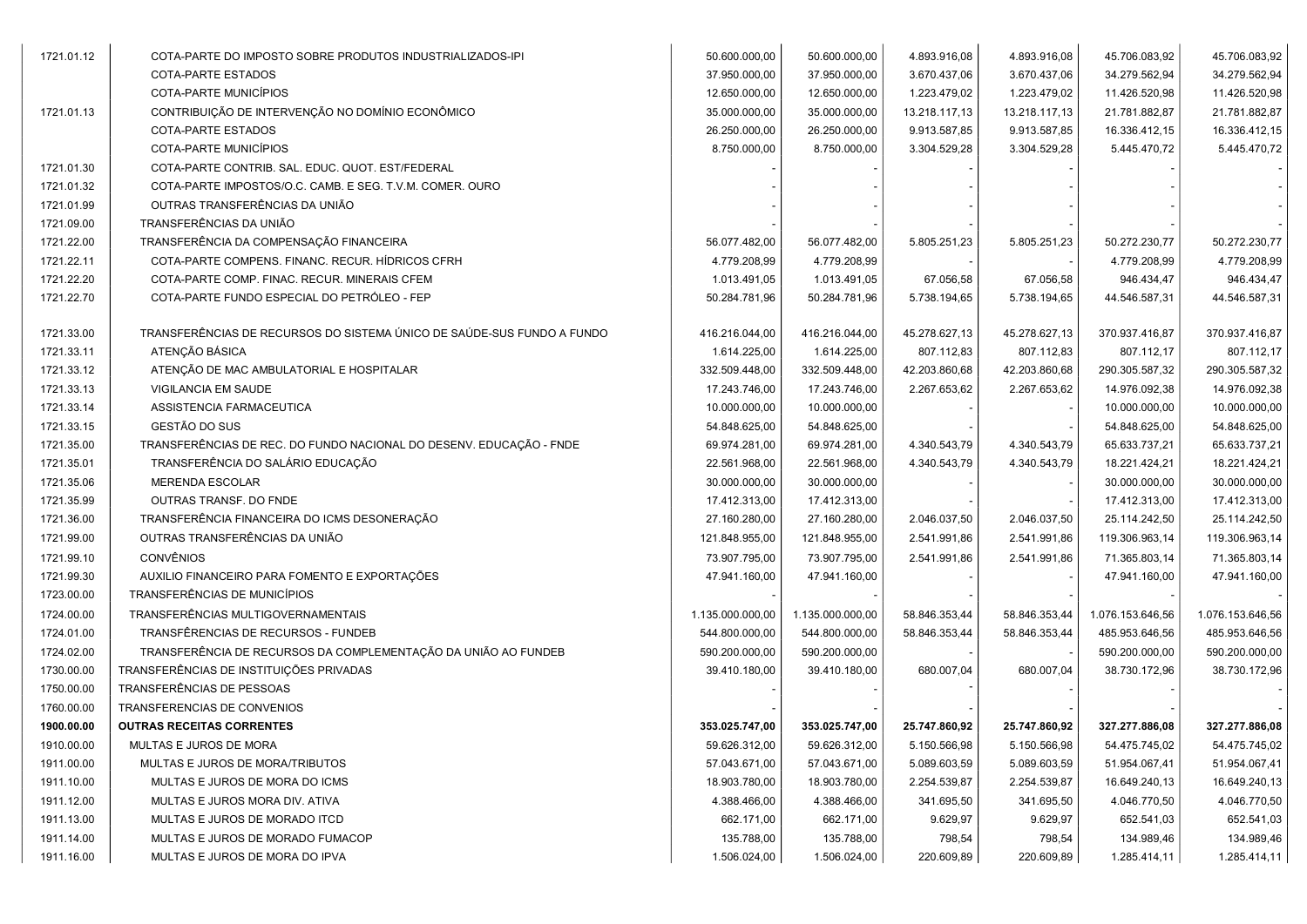| | | | | | | | |
|---|---|---|---|---|---|---|---|
| 1721.01.12 | COTA-PARTE DO IMPOSTO SOBRE PRODUTOS INDUSTRIALIZADOS-IPI | 50.600.000,00 | 50.600.000,00 | 4.893.916,08 | 4.893.916,08 | 45.706.083,92 | 45.706.083,92 |
| | COTA-PARTE ESTADOS | 37.950.000,00 | 37.950.000,00 | 3.670.437,06 | 3.670.437,06 | 34.279.562,94 | 34.279.562,94 |
| | COTA-PARTE MUNICÍPIOS | 12.650.000,00 | 12.650.000,00 | 1.223.479,02 | 1.223.479,02 | 11.426.520,98 | 11.426.520,98 |
| 1721.01.13 | CONTRIBUIÇÃO DE INTERVENÇÃO NO DOMÍNIO ECONÔMICO | 35.000.000,00 | 35.000.000,00 | 13.218.117,13 | 13.218.117,13 | 21.781.882,87 | 21.781.882,87 |
| | COTA-PARTE ESTADOS | 26.250.000,00 | 26.250.000,00 | 9.913.587,85 | 9.913.587,85 | 16.336.412,15 | 16.336.412,15 |
| | COTA-PARTE MUNICÍPIOS | 8.750.000,00 | 8.750.000,00 | 3.304.529,28 | 3.304.529,28 | 5.445.470,72 | 5.445.470,72 |
| 1721.01.30 | COTA-PARTE CONTRIB. SAL. EDUC. QUOT. EST/FEDERAL | - | - | - | - | - | - |
| 1721.01.32 | COTA-PARTE IMPOSTOS/O.C. CAMB. E SEG. T.V.M. COMER. OURO | - | - | - | - | - | - |
| 1721.01.99 | OUTRAS TRANSFERÊNCIAS DA UNIÃO | - | - | - | - | - | - |
| 1721.09.00 | TRANSFERÊNCIAS DA UNIÃO | - | - | - | - | - | - |
| 1721.22.00 | TRANSFERÊNCIA DA COMPENSAÇÃO FINANCEIRA | 56.077.482,00 | 56.077.482,00 | 5.805.251,23 | 5.805.251,23 | 50.272.230,77 | 50.272.230,77 |
| 1721.22.11 | COTA-PARTE COMPENS. FINANC. RECUR. HÍDRICOS CFRH | 4.779.208,99 | 4.779.208,99 | - | - | 4.779.208,99 | 4.779.208,99 |
| 1721.22.20 | COTA-PARTE COMP. FINAC. RECUR. MINERAIS CFEM | 1.013.491,05 | 1.013.491,05 | 67.056,58 | 67.056,58 | 946.434,47 | 946.434,47 |
| 1721.22.70 | COTA-PARTE FUNDO ESPECIAL DO PETRÓLEO - FEP | 50.284.781,96 | 50.284.781,96 | 5.738.194,65 | 5.738.194,65 | 44.546.587,31 | 44.546.587,31 |
| 1721.33.00 | TRANSFERÊNCIAS DE RECURSOS DO SISTEMA ÚNICO DE SAÚDE-SUS FUNDO A FUNDO | 416.216.044,00 | 416.216.044,00 | 45.278.627,13 | 45.278.627,13 | 370.937.416,87 | 370.937.416,87 |
| 1721.33.11 | ATENÇÃO BÁSICA | 1.614.225,00 | 1.614.225,00 | 807.112,83 | 807.112,83 | 807.112,17 | 807.112,17 |
| 1721.33.12 | ATENÇÃO DE MAC AMBULATORIAL E HOSPITALAR | 332.509.448,00 | 332.509.448,00 | 42.203.860,68 | 42.203.860,68 | 290.305.587,32 | 290.305.587,32 |
| 1721.33.13 | VIGILANCIA EM SAUDE | 17.243.746,00 | 17.243.746,00 | 2.267.653,62 | 2.267.653,62 | 14.976.092,38 | 14.976.092,38 |
| 1721.33.14 | ASSISTENCIA FARMACEUTICA | 10.000.000,00 | 10.000.000,00 | - | - | 10.000.000,00 | 10.000.000,00 |
| 1721.33.15 | GESTÃO DO SUS | 54.848.625,00 | 54.848.625,00 | - | - | 54.848.625,00 | 54.848.625,00 |
| 1721.35.00 | TRANSFERÊNCIAS DE REC. DO FUNDO NACIONAL DO DESENV. EDUCAÇÃO - FNDE | 69.974.281,00 | 69.974.281,00 | 4.340.543,79 | 4.340.543,79 | 65.633.737,21 | 65.633.737,21 |
| 1721.35.01 | TRANSFERÊNCIA DO SALÁRIO EDUCAÇÃO | 22.561.968,00 | 22.561.968,00 | 4.340.543,79 | 4.340.543,79 | 18.221.424,21 | 18.221.424,21 |
| 1721.35.06 | MERENDA ESCOLAR | 30.000.000,00 | 30.000.000,00 | - | - | 30.000.000,00 | 30.000.000,00 |
| 1721.35.99 | OUTRAS TRANSF. DO FNDE | 17.412.313,00 | 17.412.313,00 | - | - | 17.412.313,00 | 17.412.313,00 |
| 1721.36.00 | TRANSFERÊNCIA FINANCEIRA DO ICMS DESONERAÇÃO | 27.160.280,00 | 27.160.280,00 | 2.046.037,50 | 2.046.037,50 | 25.114.242,50 | 25.114.242,50 |
| 1721.99.00 | OUTRAS TRANSFERÊNCIAS DA UNIÃO | 121.848.955,00 | 121.848.955,00 | 2.541.991,86 | 2.541.991,86 | 119.306.963,14 | 119.306.963,14 |
| 1721.99.10 | CONVÊNIOS | 73.907.795,00 | 73.907.795,00 | 2.541.991,86 | 2.541.991,86 | 71.365.803,14 | 71.365.803,14 |
| 1721.99.30 | AUXILIO FINANCEIRO PARA FOMENTO E EXPORTAÇÕES | 47.941.160,00 | 47.941.160,00 | - | - | 47.941.160,00 | 47.941.160,00 |
| 1723.00.00 | TRANSFERÊNCIAS DE MUNICÍPIOS | - | - | - | - | - | - |
| 1724.00.00 | TRANSFERÊNCIAS MULTIGOVERNAMENTAIS | 1.135.000.000,00 | 1.135.000.000,00 | 58.846.353,44 | 58.846.353,44 | 1.076.153.646,56 | 1.076.153.646,56 |
| 1724.01.00 | TRANSFÊRENCIAS DE RECURSOS - FUNDEB | 544.800.000,00 | 544.800.000,00 | 58.846.353,44 | 58.846.353,44 | 485.953.646,56 | 485.953.646,56 |
| 1724.02.00 | TRANSFERÊNCIA DE RECURSOS DA COMPLEMENTAÇÃO DA UNIÃO AO FUNDEB | 590.200.000,00 | 590.200.000,00 | - | - | 590.200.000,00 | 590.200.000,00 |
| 1730.00.00 | TRANSFERÊNCIAS DE INSTITUIÇÕES PRIVADAS | 39.410.180,00 | 39.410.180,00 | 680.007,04 | 680.007,04 | 38.730.172,96 | 38.730.172,96 |
| 1750.00.00 | TRANSFERÊNCIAS DE PESSOAS | - | - | - | - | - | - |
| 1760.00.00 | TRANSFERENCIAS DE CONVENIOS | - | - | - | - | - | - |
| **1900.00.00** | **OUTRAS RECEITAS CORRENTES** | **353.025.747,00** | **353.025.747,00** | **25.747.860,92** | **25.747.860,92** | **327.277.886,08** | **327.277.886,08** |
| 1910.00.00 | MULTAS E JUROS DE MORA | 59.626.312,00 | 59.626.312,00 | 5.150.566,98 | 5.150.566,98 | 54.475.745,02 | 54.475.745,02 |
| 1911.00.00 | MULTAS E JUROS DE MORA/TRIBUTOS | 57.043.671,00 | 57.043.671,00 | 5.089.603,59 | 5.089.603,59 | 51.954.067,41 | 51.954.067,41 |
| 1911.10.00 | MULTAS E JUROS DE MORA DO ICMS | 18.903.780,00 | 18.903.780,00 | 2.254.539,87 | 2.254.539,87 | 16.649.240,13 | 16.649.240,13 |
| 1911.12.00 | MULTAS E JUROS MORA DIV. ATIVA | 4.388.466,00 | 4.388.466,00 | 341.695,50 | 341.695,50 | 4.046.770,50 | 4.046.770,50 |
| 1911.13.00 | MULTAS E JUROS DE MORADO ITCD | 662.171,00 | 662.171,00 | 9.629,97 | 9.629,97 | 652.541,03 | 652.541,03 |
| 1911.14.00 | MULTAS E JUROS DE MORADO FUMACOP | 135.788,00 | 135.788,00 | 798,54 | 798,54 | 134.989,46 | 134.989,46 |
| 1911.16.00 | MULTAS E JUROS DE MORA DO IPVA | 1.506.024,00 | 1.506.024,00 | 220.609,89 | 220.609,89 | 1.285.414,11 | 1.285.414,11 |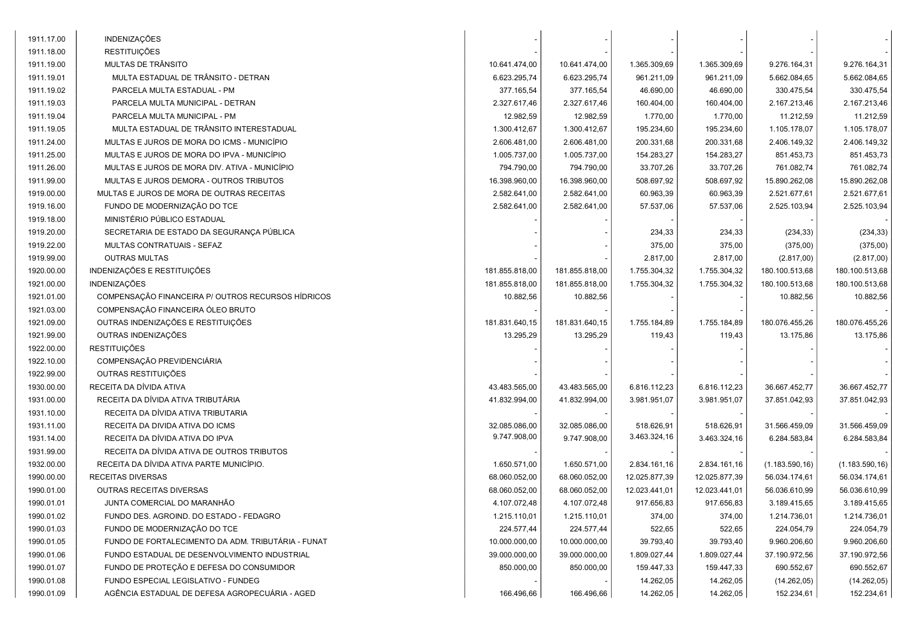| | | | | | | | |
|---|---|---|---|---|---|---|---|
| 1911.17.00 | INDENIZAÇÕES | - | - | - | - | - | - |
| 1911.18.00 | RESTITUIÇÕES | - | - | - | - | - | - |
| 1911.19.00 | MULTAS DE TRÂNSITO | 10.641.474,00 | 10.641.474,00 | 1.365.309,69 | 1.365.309,69 | 9.276.164,31 | 9.276.164,31 |
| 1911.19.01 | MULTA ESTADUAL DE TRÂNSITO - DETRAN | 6.623.295,74 | 6.623.295,74 | 961.211,09 | 961.211,09 | 5.662.084,65 | 5.662.084,65 |
| 1911.19.02 | PARCELA MULTA ESTADUAL - PM | 377.165,54 | 377.165,54 | 46.690,00 | 46.690,00 | 330.475,54 | 330.475,54 |
| 1911.19.03 | PARCELA MULTA MUNICIPAL - DETRAN | 2.327.617,46 | 2.327.617,46 | 160.404,00 | 160.404,00 | 2.167.213,46 | 2.167.213,46 |
| 1911.19.04 | PARCELA MULTA MUNICIPAL - PM | 12.982,59 | 12.982,59 | 1.770,00 | 1.770,00 | 11.212,59 | 11.212,59 |
| 1911.19.05 | MULTA ESTADUAL DE TRÂNSITO INTERESTADUAL | 1.300.412,67 | 1.300.412,67 | 195.234,60 | 195.234,60 | 1.105.178,07 | 1.105.178,07 |
| 1911.24.00 | MULTAS E JUROS DE MORA DO ICMS - MUNICÍPIO | 2.606.481,00 | 2.606.481,00 | 200.331,68 | 200.331,68 | 2.406.149,32 | 2.406.149,32 |
| 1911.25.00 | MULTAS E JUROS DE MORA DO IPVA - MUNICÍPIO | 1.005.737,00 | 1.005.737,00 | 154.283,27 | 154.283,27 | 851.453,73 | 851.453,73 |
| 1911.26.00 | MULTAS E JUROS DE MORA DIV. ATIVA - MUNICÍPIO | 794.790,00 | 794.790,00 | 33.707,26 | 33.707,26 | 761.082,74 | 761.082,74 |
| 1911.99.00 | MULTAS E JUROS DEMORA - OUTROS TRIBUTOS | 16.398.960,00 | 16.398.960,00 | 508.697,92 | 508.697,92 | 15.890.262,08 | 15.890.262,08 |
| 1919.00.00 | MULTAS E JUROS DE MORA DE OUTRAS RECEITAS | 2.582.641,00 | 2.582.641,00 | 60.963,39 | 60.963,39 | 2.521.677,61 | 2.521.677,61 |
| 1919.16.00 | FUNDO DE MODERNIZAÇÃO DO TCE | 2.582.641,00 | 2.582.641,00 | 57.537,06 | 57.537,06 | 2.525.103,94 | 2.525.103,94 |
| 1919.18.00 | MINISTÉRIO PÚBLICO ESTADUAL | - | - | - | - | - | - |
| 1919.20.00 | SECRETARIA DE ESTADO DA SEGURANÇA PÚBLICA | - | - | 234,33 | 234,33 | (234,33) | (234,33) |
| 1919.22.00 | MULTAS CONTRATUAIS - SEFAZ | - | - | 375,00 | 375,00 | (375,00) | (375,00) |
| 1919.99.00 | OUTRAS MULTAS | - | - | 2.817,00 | 2.817,00 | (2.817,00) | (2.817,00) |
| 1920.00.00 | INDENIZAÇÕES E RESTITUIÇÕES | 181.855.818,00 | 181.855.818,00 | 1.755.304,32 | 1.755.304,32 | 180.100.513,68 | 180.100.513,68 |
| 1921.00.00 | INDENIZAÇÕES | 181.855.818,00 | 181.855.818,00 | 1.755.304,32 | 1.755.304,32 | 180.100.513,68 | 180.100.513,68 |
| 1921.01.00 | COMPENSAÇÃO FINANCEIRA P/ OUTROS RECURSOS HÍDRICOS | 10.882,56 | 10.882,56 | - | - | 10.882,56 | 10.882,56 |
| 1921.03.00 | COMPENSAÇÃO FINANCEIRA ÓLEO BRUTO | - | - | - | - | - | - |
| 1921.09.00 | OUTRAS INDENIZAÇÕES E RESTITUIÇÕES | 181.831.640,15 | 181.831.640,15 | 1.755.184,89 | 1.755.184,89 | 180.076.455,26 | 180.076.455,26 |
| 1921.99.00 | OUTRAS INDENIZAÇÕES | 13.295,29 | 13.295,29 | 119,43 | 119,43 | 13.175,86 | 13.175,86 |
| 1922.00.00 | RESTITUIÇÕES | - | - | - | - | - | - |
| 1922.10.00 | COMPENSAÇÃO PREVIDENCIÁRIA | - | - | - | - | - | - |
| 1922.99.00 | OUTRAS RESTITUIÇÕES | - | - | - | - | - | - |
| 1930.00.00 | RECEITA DA DÍVIDA ATIVA | 43.483.565,00 | 43.483.565,00 | 6.816.112,23 | 6.816.112,23 | 36.667.452,77 | 36.667.452,77 |
| 1931.00.00 | RECEITA DA DÍVIDA ATIVA TRIBUTÁRIA | 41.832.994,00 | 41.832.994,00 | 3.981.951,07 | 3.981.951,07 | 37.851.042,93 | 37.851.042,93 |
| 1931.10.00 | RECEITA DA DÍVIDA ATIVA TRIBUTARIA | - | - | - | - | - | - |
| 1931.11.00 | RECEITA DA DIVIDA ATIVA DO ICMS | 32.085.086,00 | 32.085.086,00 | 518.626,91 | 518.626,91 | 31.566.459,09 | 31.566.459,09 |
| 1931.14.00 | RECEITA DA DÍVIDA ATIVA DO IPVA | 9.747.908,00 | 9.747.908,00 | 3.463.324,16 | 3.463.324,16 | 6.284.583,84 | 6.284.583,84 |
| 1931.99.00 | RECEITA DA DÍVIDA ATIVA DE OUTROS TRIBUTOS | - | - | - | - | - | - |
| 1932.00.00 | RECEITA DA DÍVIDA ATIVA PARTE MUNICÍPIO. | 1.650.571,00 | 1.650.571,00 | 2.834.161,16 | 2.834.161,16 | (1.183.590,16) | (1.183.590,16) |
| 1990.00.00 | RECEITAS DIVERSAS | 68.060.052,00 | 68.060.052,00 | 12.025.877,39 | 12.025.877,39 | 56.034.174,61 | 56.034.174,61 |
| 1990.01.00 | OUTRAS RECEITAS DIVERSAS | 68.060.052,00 | 68.060.052,00 | 12.023.441,01 | 12.023.441,01 | 56.036.610,99 | 56.036.610,99 |
| 1990.01.01 | JUNTA COMERCIAL DO MARANHÃO | 4.107.072,48 | 4.107.072,48 | 917.656,83 | 917.656,83 | 3.189.415,65 | 3.189.415,65 |
| 1990.01.02 | FUNDO DES. AGROIND. DO ESTADO - FEDAGRO | 1.215.110,01 | 1.215.110,01 | 374,00 | 374,00 | 1.214.736,01 | 1.214.736,01 |
| 1990.01.03 | FUNDO DE MODERNIZAÇÃO DO TCE | 224.577,44 | 224.577,44 | 522,65 | 522,65 | 224.054,79 | 224.054,79 |
| 1990.01.05 | FUNDO DE FORTALECIMENTO DA ADM. TRIBUTÁRIA - FUNAT | 10.000.000,00 | 10.000.000,00 | 39.793,40 | 39.793,40 | 9.960.206,60 | 9.960.206,60 |
| 1990.01.06 | FUNDO ESTADUAL DE DESENVOLVIMENTO INDUSTRIAL | 39.000.000,00 | 39.000.000,00 | 1.809.027,44 | 1.809.027,44 | 37.190.972,56 | 37.190.972,56 |
| 1990.01.07 | FUNDO DE PROTEÇÃO E DEFESA DO CONSUMIDOR | 850.000,00 | 850.000,00 | 159.447,33 | 159.447,33 | 690.552,67 | 690.552,67 |
| 1990.01.08 | FUNDO ESPECIAL LEGISLATIVO - FUNDEG | - | - | 14.262,05 | 14.262,05 | (14.262,05) | (14.262,05) |
| 1990.01.09 | AGÊNCIA ESTADUAL DE DEFESA AGROPECUÁRIA - AGED | 166.496,66 | 166.496,66 | 14.262,05 | 14.262,05 | 152.234,61 | 152.234,61 |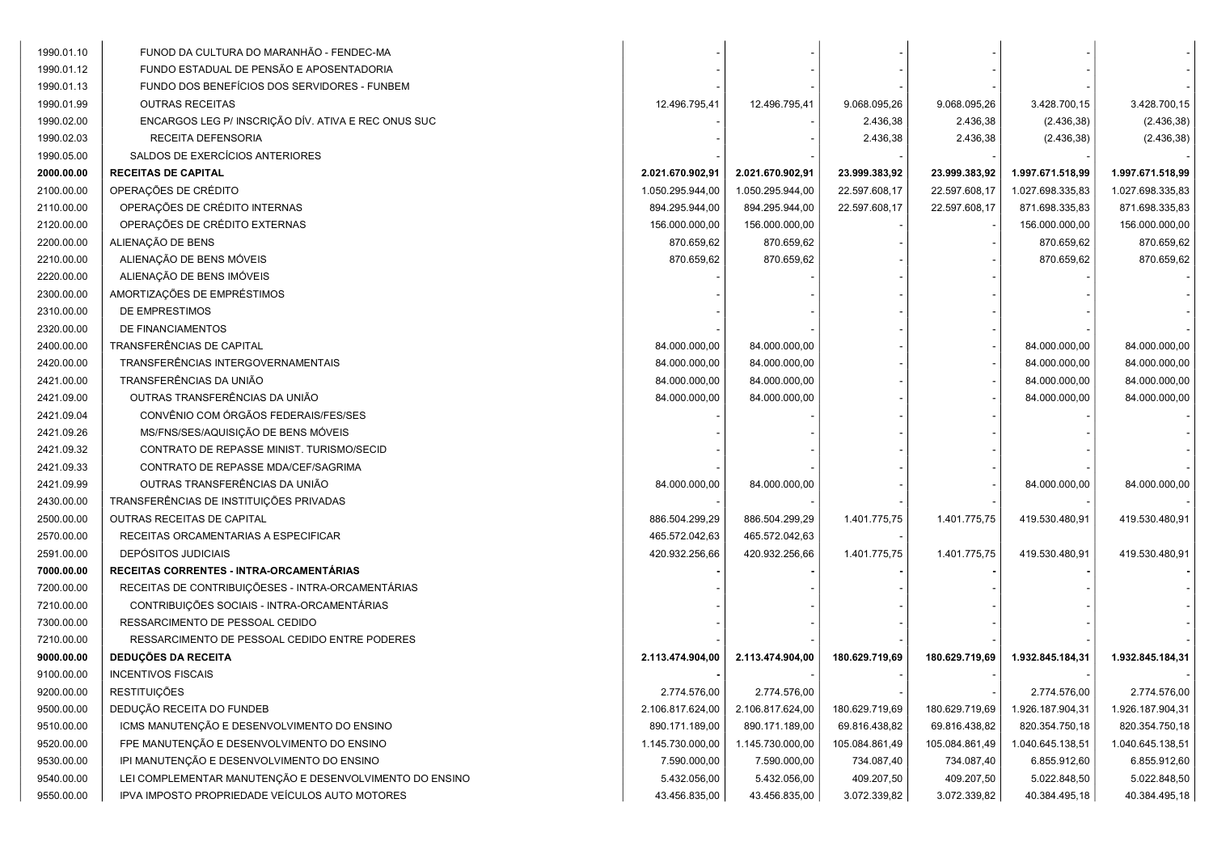| | | | | | | | |
|---|---|---|---|---|---|---|---|
| 1990.01.10 | FUNOD DA CULTURA DO MARANHÃO - FENDEC-MA | - | - | - | - | - | - |
| 1990.01.12 | FUNDO ESTADUAL DE PENSÃO E APOSENTADORIA | - | - | - | - | - | - |
| 1990.01.13 | FUNDO DOS BENEFÍCIOS DOS SERVIDORES - FUNBEM | - | - | - | - | - | - |
| 1990.01.99 | OUTRAS RECEITAS | 12.496.795,41 | 12.496.795,41 | 9.068.095,26 | 9.068.095,26 | 3.428.700,15 | 3.428.700,15 |
| 1990.02.00 | ENCARGOS LEG P/ INSCRIÇÃO DÍV. ATIVA E REC ONUS SUC | - | - | 2.436,38 | 2.436,38 | (2.436,38) | (2.436,38) |
| 1990.02.03 | RECEITA DEFENSORIA | - | - | 2.436,38 | 2.436,38 | (2.436,38) | (2.436,38) |
| 1990.05.00 | SALDOS DE EXERCÍCIOS ANTERIORES | - | - | - | - | - | - |
| **2000.00.00** | **RECEITAS DE CAPITAL** | **2.021.670.902,91** | **2.021.670.902,91** | **23.999.383,92** | **23.999.383,92** | **1.997.671.518,99** | **1.997.671.518,99** |
| 2100.00.00 | OPERAÇÕES DE CRÉDITO | 1.050.295.944,00 | 1.050.295.944,00 | 22.597.608,17 | 22.597.608,17 | 1.027.698.335,83 | 1.027.698.335,83 |
| 2110.00.00 | OPERAÇÕES DE CRÉDITO INTERNAS | 894.295.944,00 | 894.295.944,00 | 22.597.608,17 | 22.597.608,17 | 871.698.335,83 | 871.698.335,83 |
| 2120.00.00 | OPERAÇÕES DE CRÉDITO EXTERNAS | 156.000.000,00 | 156.000.000,00 | - | - | 156.000.000,00 | 156.000.000,00 |
| 2200.00.00 | ALIENAÇÃO DE BENS | 870.659,62 | 870.659,62 | - | - | 870.659,62 | 870.659,62 |
| 2210.00.00 | ALIENAÇÃO DE BENS MÓVEIS | 870.659,62 | 870.659,62 | - | - | 870.659,62 | 870.659,62 |
| 2220.00.00 | ALIENAÇÃO DE BENS IMÓVEIS | - | - | - | - | - | - |
| 2300.00.00 | AMORTIZAÇÕES DE EMPRÉSTIMOS | - | - | - | - | - | - |
| 2310.00.00 | DE EMPRESTIMOS | - | - | - | - | - | - |
| 2320.00.00 | DE FINANCIAMENTOS | - | - | - | - | - | - |
| 2400.00.00 | TRANSFERÊNCIAS DE CAPITAL | 84.000.000,00 | 84.000.000,00 | - | - | 84.000.000,00 | 84.000.000,00 |
| 2420.00.00 | TRANSFERÊNCIAS INTERGOVERNAMENTAIS | 84.000.000,00 | 84.000.000,00 | - | - | 84.000.000,00 | 84.000.000,00 |
| 2421.00.00 | TRANSFERÊNCIAS DA UNIÃO | 84.000.000,00 | 84.000.000,00 | - | - | 84.000.000,00 | 84.000.000,00 |
| 2421.09.00 | OUTRAS TRANSFERÊNCIAS DA UNIÃO | 84.000.000,00 | 84.000.000,00 | - | - | 84.000.000,00 | 84.000.000,00 |
| 2421.09.04 | CONVÊNIO COM ÓRGÃOS FEDERAIS/FES/SES | - | - | - | - | - | - |
| 2421.09.26 | MS/FNS/SES/AQUISIÇÃO DE BENS MÓVEIS | - | - | - | - | - | - |
| 2421.09.32 | CONTRATO DE REPASSE MINIST. TURISMO/SECID | - | - | - | - | - | - |
| 2421.09.33 | CONTRATO DE REPASSE MDA/CEF/SAGRIMA | - | - | - | - | - | - |
| 2421.09.99 | OUTRAS TRANSFERÊNCIAS DA UNIÃO | 84.000.000,00 | 84.000.000,00 | - | - | 84.000.000,00 | 84.000.000,00 |
| 2430.00.00 | TRANSFERÊNCIAS DE INSTITUIÇÕES PRIVADAS | - | - | - | - | - | - |
| 2500.00.00 | OUTRAS RECEITAS DE CAPITAL | 886.504.299,29 | 886.504.299,29 | 1.401.775,75 | 1.401.775,75 | 419.530.480,91 | 419.530.480,91 |
| 2570.00.00 | RECEITAS ORCAMENTARIAS A ESPECIFICAR | 465.572.042,63 | 465.572.042,63 | - | | | |
| 2591.00.00 | DEPÓSITOS JUDICIAIS | 420.932.256,66 | 420.932.256,66 | 1.401.775,75 | 1.401.775,75 | 419.530.480,91 | 419.530.480,91 |
| **7000.00.00** | **RECEITAS CORRENTES - INTRA-ORCAMENTÁRIAS** | **-** | **-** | **-** | **-** | **-** | **-** |
| 7200.00.00 | RECEITAS DE CONTRIBUIÇÕESES - INTRA-ORCAMENTÁRIAS | - | - | - | - | - | - |
| 7210.00.00 | CONTRIBUIÇÕES SOCIAIS - INTRA-ORCAMENTÁRIAS | - | - | - | - | - | - |
| 7300.00.00 | RESSARCIMENTO DE PESSOAL CEDIDO | - | - | - | - | - | - |
| 7210.00.00 | RESSARCIMENTO DE PESSOAL CEDIDO ENTRE PODERES | - | - | - | - | - | - |
| **9000.00.00** | **DEDUÇÕES DA RECEITA** | **2.113.474.904,00** | **2.113.474.904,00** | **180.629.719,69** | **180.629.719,69** | **1.932.845.184,31** | **1.932.845.184,31** |
| 9100.00.00 | INCENTIVOS FISCAIS | **-** | - | - | - | - | - |
| 9200.00.00 | RESTITUIÇÕES | 2.774.576,00 | 2.774.576,00 | - | - | 2.774.576,00 | 2.774.576,00 |
| 9500.00.00 | DEDUÇÃO RECEITA DO FUNDEB | 2.106.817.624,00 | 2.106.817.624,00 | 180.629.719,69 | 180.629.719,69 | 1.926.187.904,31 | 1.926.187.904,31 |
| 9510.00.00 | ICMS MANUTENÇÃO E DESENVOLVIMENTO DO ENSINO | 890.171.189,00 | 890.171.189,00 | 69.816.438,82 | 69.816.438,82 | 820.354.750,18 | 820.354.750,18 |
| 9520.00.00 | FPE MANUTENÇÃO E DESENVOLVIMENTO DO ENSINO | 1.145.730.000,00 | 1.145.730.000,00 | 105.084.861,49 | 105.084.861,49 | 1.040.645.138,51 | 1.040.645.138,51 |
| 9530.00.00 | IPI MANUTENÇÃO E DESENVOLVIMENTO DO ENSINO | 7.590.000,00 | 7.590.000,00 | 734.087,40 | 734.087,40 | 6.855.912,60 | 6.855.912,60 |
| 9540.00.00 | LEI COMPLEMENTAR MANUTENÇÃO E DESENVOLVIMENTO DO ENSINO | 5.432.056,00 | 5.432.056,00 | 409.207,50 | 409.207,50 | 5.022.848,50 | 5.022.848,50 |
| 9550.00.00 | IPVA IMPOSTO PROPRIEDADE VEÍCULOS AUTO MOTORES | 43.456.835,00 | 43.456.835,00 | 3.072.339,82 | 3.072.339,82 | 40.384.495,18 | 40.384.495,18 |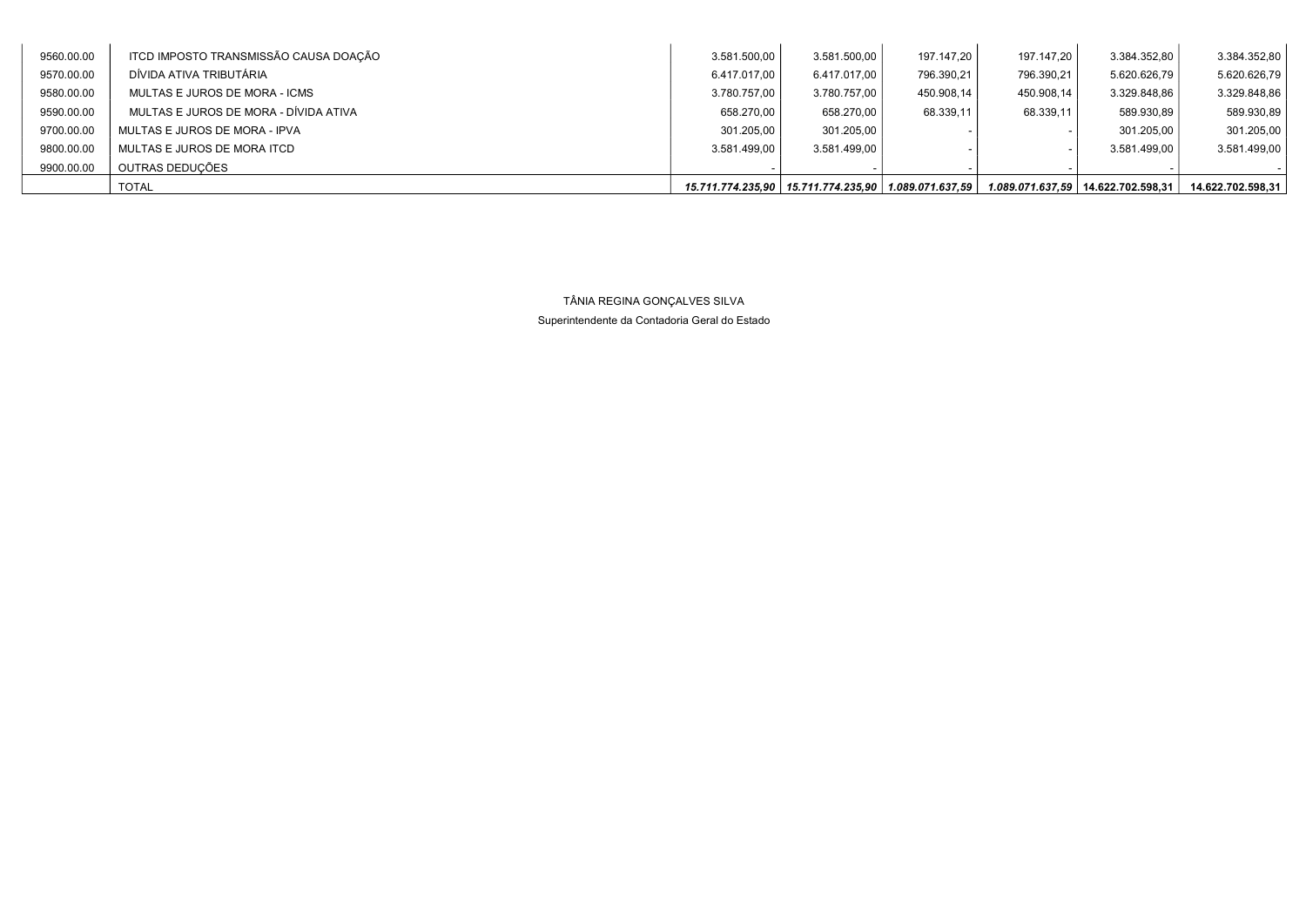| | | | | | | | |
|---|---|---|---|---|---|---|---|
| 9560.00.00 | ITCD IMPOSTO TRANSMISSÃO CAUSA DOAÇÃO | 3.581.500,00 | 3.581.500,00 | 197.147,20 | 197.147,20 | 3.384.352,80 | 3.384.352,80 |
| 9570.00.00 | DÍVIDA ATIVA TRIBUTÁRIA | 6.417.017,00 | 6.417.017,00 | 796.390,21 | 796.390,21 | 5.620.626,79 | 5.620.626,79 |
| 9580.00.00 | MULTAS E JUROS DE MORA - ICMS | 3.780.757,00 | 3.780.757,00 | 450.908,14 | 450.908,14 | 3.329.848,86 | 3.329.848,86 |
| 9590.00.00 | MULTAS E JUROS DE MORA - DÍVIDA ATIVA | 658.270,00 | 658.270,00 | 68.339,11 | 68.339,11 | 589.930,89 | 589.930,89 |
| 9700.00.00 | MULTAS E JUROS DE MORA - IPVA | 301.205,00 | 301.205,00 | - | - | 301.205,00 | 301.205,00 |
| 9800.00.00 | MULTAS E JUROS DE MORA ITCD | 3.581.499,00 | 3.581.499,00 | - | - | 3.581.499,00 | 3.581.499,00 |
| 9900.00.00 | OUTRAS DEDUÇÕES | - | - | - | - | - | - |
| | TOTAL | *15.711.774.235,90* | *15.711.774.235,90* | *1.089.071.637,59* | *1.089.071.637,59* | **14.622.702.598,31** | **14.622.702.598,31** |

TÂNIA REGINA GONÇALVES SILVA

Superintendente da Contadoria Geral do Estado